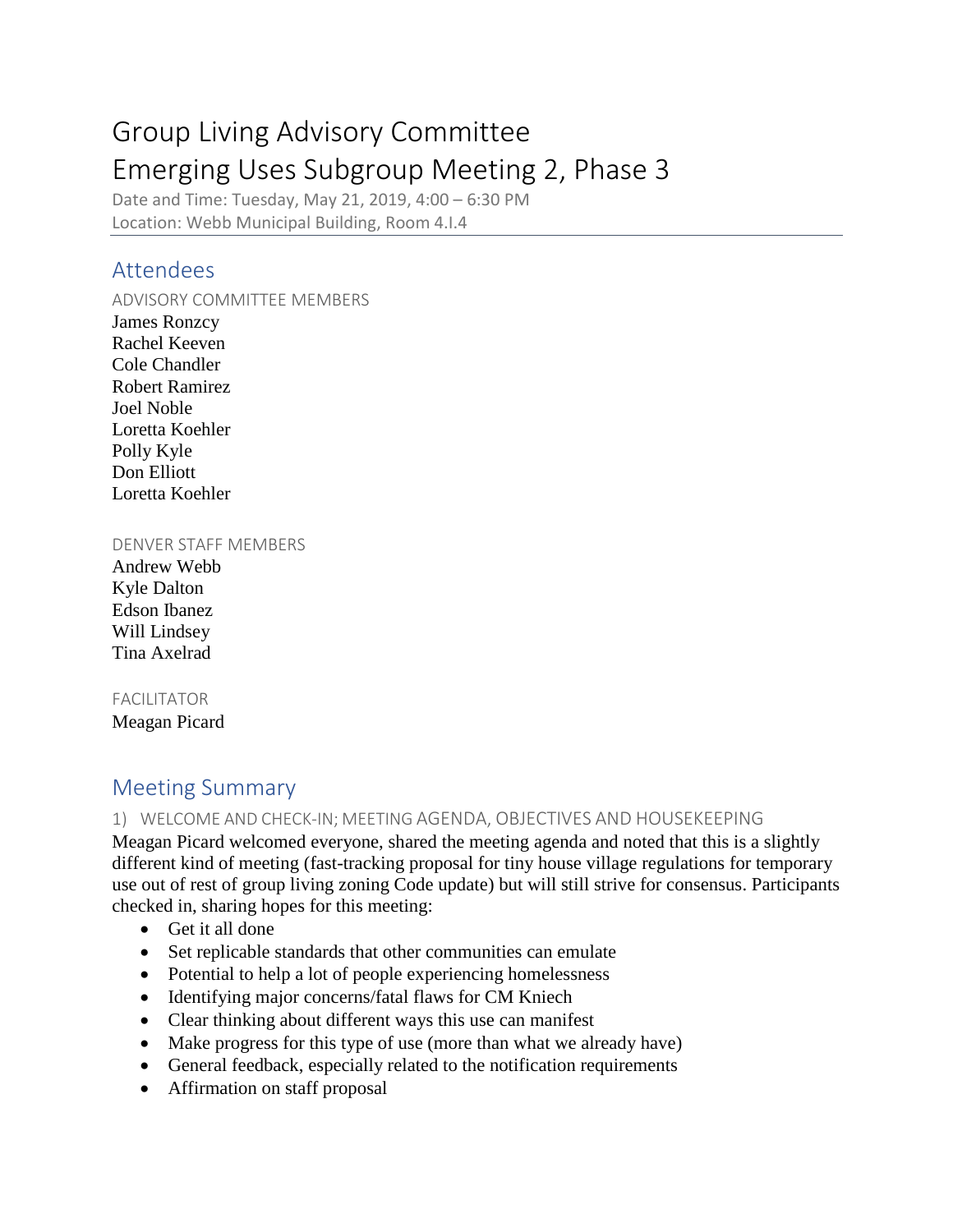# Group Living Advisory Committee

# Emerging Uses Subgroup Meeting 2, Phase 3

Date and Time: Tuesday, May 21, 2019, 4:00 – 6:30 PM
Location: Webb Municipal Building, Room 4.I.4

## Attendees

ADVISORY COMMITTEE MEMBERS

James Ronzcy
Rachel Keeven
Cole Chandler
Robert Ramirez
Joel Noble
Loretta Koehler
Polly Kyle
Don Elliott
Loretta Koehler

DENVER STAFF MEMBERS

Andrew Webb
Kyle Dalton
Edson Ibanez
Will Lindsey
Tina Axelrad

FACILITATOR

Meagan Picard

## Meeting Summary

### 1) WELCOME AND CHECK-IN; MEETING AGENDA, OBJECTIVES AND HOUSEKEEPING

Meagan Picard welcomed everyone, shared the meeting agenda and noted that this is a slightly different kind of meeting (fast-tracking proposal for tiny house village regulations for temporary use out of rest of group living zoning Code update) but will still strive for consensus. Participants checked in, sharing hopes for this meeting:

- Get it all done
- Set replicable standards that other communities can emulate
- Potential to help a lot of people experiencing homelessness
- Identifying major concerns/fatal flaws for CM Kniech
- Clear thinking about different ways this use can manifest
- Make progress for this type of use (more than what we already have)
- General feedback, especially related to the notification requirements
- Affirmation on staff proposal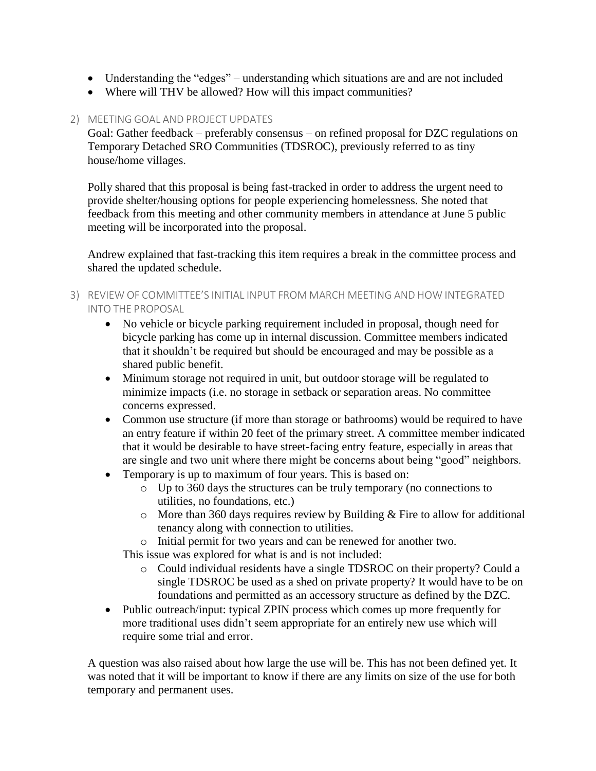- Understanding the "edges" – understanding which situations are and are not included
- Where will THV be allowed? How will this impact communities?

2) MEETING GOAL AND PROJECT UPDATES

Goal: Gather feedback – preferably consensus – on refined proposal for DZC regulations on Temporary Detached SRO Communities (TDSROC), previously referred to as tiny house/home villages.

Polly shared that this proposal is being fast-tracked in order to address the urgent need to provide shelter/housing options for people experiencing homelessness. She noted that feedback from this meeting and other community members in attendance at June 5 public meeting will be incorporated into the proposal.

Andrew explained that fast-tracking this item requires a break in the committee process and shared the updated schedule.

3) REVIEW OF COMMITTEE'S INITIAL INPUT FROM MARCH MEETING AND HOW INTEGRATED INTO THE PROPOSAL

- No vehicle or bicycle parking requirement included in proposal, though need for bicycle parking has come up in internal discussion. Committee members indicated that it shouldn't be required but should be encouraged and may be possible as a shared public benefit.
- Minimum storage not required in unit, but outdoor storage will be regulated to minimize impacts (i.e. no storage in setback or separation areas. No committee concerns expressed.
- Common use structure (if more than storage or bathrooms) would be required to have an entry feature if within 20 feet of the primary street. A committee member indicated that it would be desirable to have street-facing entry feature, especially in areas that are single and two unit where there might be concerns about being "good" neighbors.
- Temporary is up to maximum of four years. This is based on:
  - Up to 360 days the structures can be truly temporary (no connections to utilities, no foundations, etc.)
  - More than 360 days requires review by Building & Fire to allow for additional tenancy along with connection to utilities.
  - Initial permit for two years and can be renewed for another two.

  This issue was explored for what is and is not included:
  - Could individual residents have a single TDSROC on their property? Could a single TDSROC be used as a shed on private property? It would have to be on foundations and permitted as an accessory structure as defined by the DZC.
- Public outreach/input: typical ZPIN process which comes up more frequently for more traditional uses didn't seem appropriate for an entirely new use which will require some trial and error.

A question was also raised about how large the use will be. This has not been defined yet. It was noted that it will be important to know if there are any limits on size of the use for both temporary and permanent uses.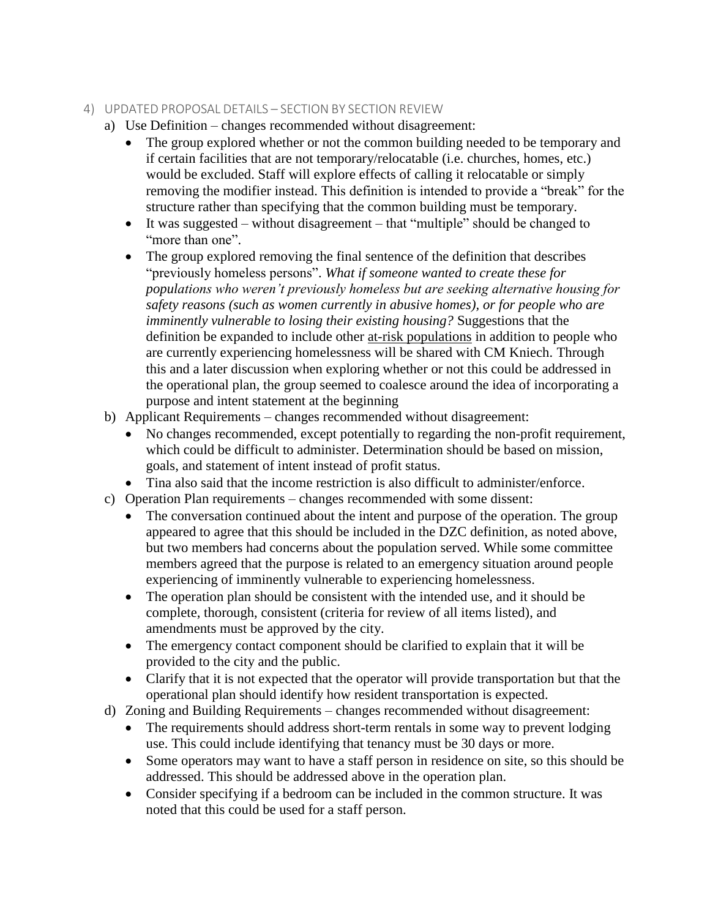4) UPDATED PROPOSAL DETAILS – SECTION BY SECTION REVIEW

a) Use Definition – changes recommended without disagreement:
   - The group explored whether or not the common building needed to be temporary and if certain facilities that are not temporary/relocatable (i.e. churches, homes, etc.) would be excluded. Staff will explore effects of calling it relocatable or simply removing the modifier instead. This definition is intended to provide a "break" for the structure rather than specifying that the common building must be temporary.
   - It was suggested – without disagreement – that "multiple" should be changed to "more than one".
   - The group explored removing the final sentence of the definition that describes "previously homeless persons". *What if someone wanted to create these for populations who weren't previously homeless but are seeking alternative housing for safety reasons (such as women currently in abusive homes), or for people who are imminently vulnerable to losing their existing housing?* Suggestions that the definition be expanded to include other <u>at-risk populations</u> in addition to people who are currently experiencing homelessness will be shared with CM Kniech. Through this and a later discussion when exploring whether or not this could be addressed in the operational plan, the group seemed to coalesce around the idea of incorporating a purpose and intent statement at the beginning

b) Applicant Requirements – changes recommended without disagreement:
   - No changes recommended, except potentially to regarding the non-profit requirement, which could be difficult to administer. Determination should be based on mission, goals, and statement of intent instead of profit status.
   - Tina also said that the income restriction is also difficult to administer/enforce.

c) Operation Plan requirements – changes recommended with some dissent:
   - The conversation continued about the intent and purpose of the operation. The group appeared to agree that this should be included in the DZC definition, as noted above, but two members had concerns about the population served. While some committee members agreed that the purpose is related to an emergency situation around people experiencing of imminently vulnerable to experiencing homelessness.
   - The operation plan should be consistent with the intended use, and it should be complete, thorough, consistent (criteria for review of all items listed), and amendments must be approved by the city.
   - The emergency contact component should be clarified to explain that it will be provided to the city and the public.
   - Clarify that it is not expected that the operator will provide transportation but that the operational plan should identify how resident transportation is expected.

d) Zoning and Building Requirements – changes recommended without disagreement:
   - The requirements should address short-term rentals in some way to prevent lodging use. This could include identifying that tenancy must be 30 days or more.
   - Some operators may want to have a staff person in residence on site, so this should be addressed. This should be addressed above in the operation plan.
   - Consider specifying if a bedroom can be included in the common structure. It was noted that this could be used for a staff person.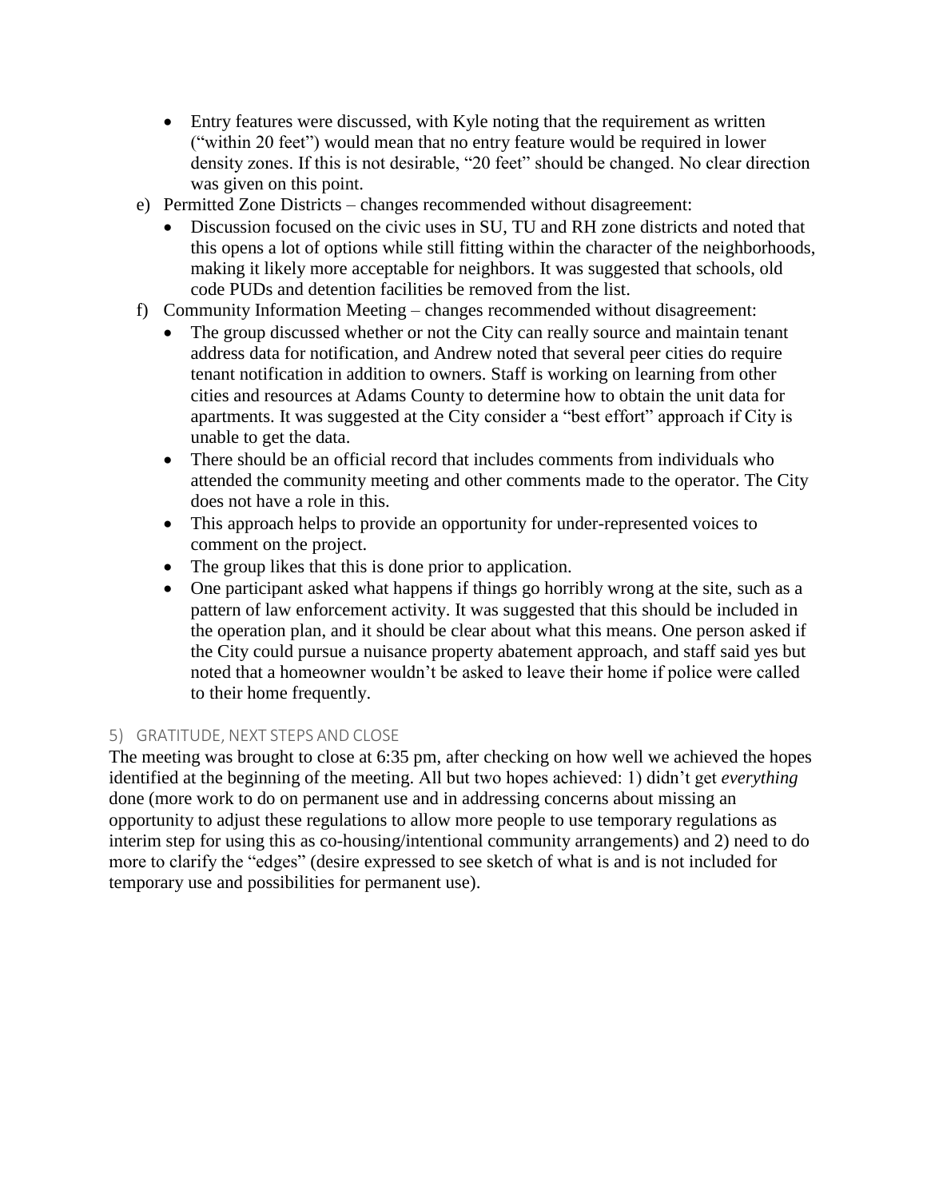- Entry features were discussed, with Kyle noting that the requirement as written ("within 20 feet") would mean that no entry feature would be required in lower density zones. If this is not desirable, "20 feet" should be changed. No clear direction was given on this point.

e) Permitted Zone Districts – changes recommended without disagreement:
   - Discussion focused on the civic uses in SU, TU and RH zone districts and noted that this opens a lot of options while still fitting within the character of the neighborhoods, making it likely more acceptable for neighbors. It was suggested that schools, old code PUDs and detention facilities be removed from the list.

f) Community Information Meeting – changes recommended without disagreement:
   - The group discussed whether or not the City can really source and maintain tenant address data for notification, and Andrew noted that several peer cities do require tenant notification in addition to owners. Staff is working on learning from other cities and resources at Adams County to determine how to obtain the unit data for apartments. It was suggested at the City consider a "best effort" approach if City is unable to get the data.
   - There should be an official record that includes comments from individuals who attended the community meeting and other comments made to the operator. The City does not have a role in this.
   - This approach helps to provide an opportunity for under-represented voices to comment on the project.
   - The group likes that this is done prior to application.
   - One participant asked what happens if things go horribly wrong at the site, such as a pattern of law enforcement activity. It was suggested that this should be included in the operation plan, and it should be clear about what this means. One person asked if the City could pursue a nuisance property abatement approach, and staff said yes but noted that a homeowner wouldn't be asked to leave their home if police were called to their home frequently.

## 5) GRATITUDE, NEXT STEPS AND CLOSE

The meeting was brought to close at 6:35 pm, after checking on how well we achieved the hopes identified at the beginning of the meeting. All but two hopes achieved: 1) didn't get *everything* done (more work to do on permanent use and in addressing concerns about missing an opportunity to adjust these regulations to allow more people to use temporary regulations as interim step for using this as co-housing/intentional community arrangements) and 2) need to do more to clarify the "edges" (desire expressed to see sketch of what is and is not included for temporary use and possibilities for permanent use).